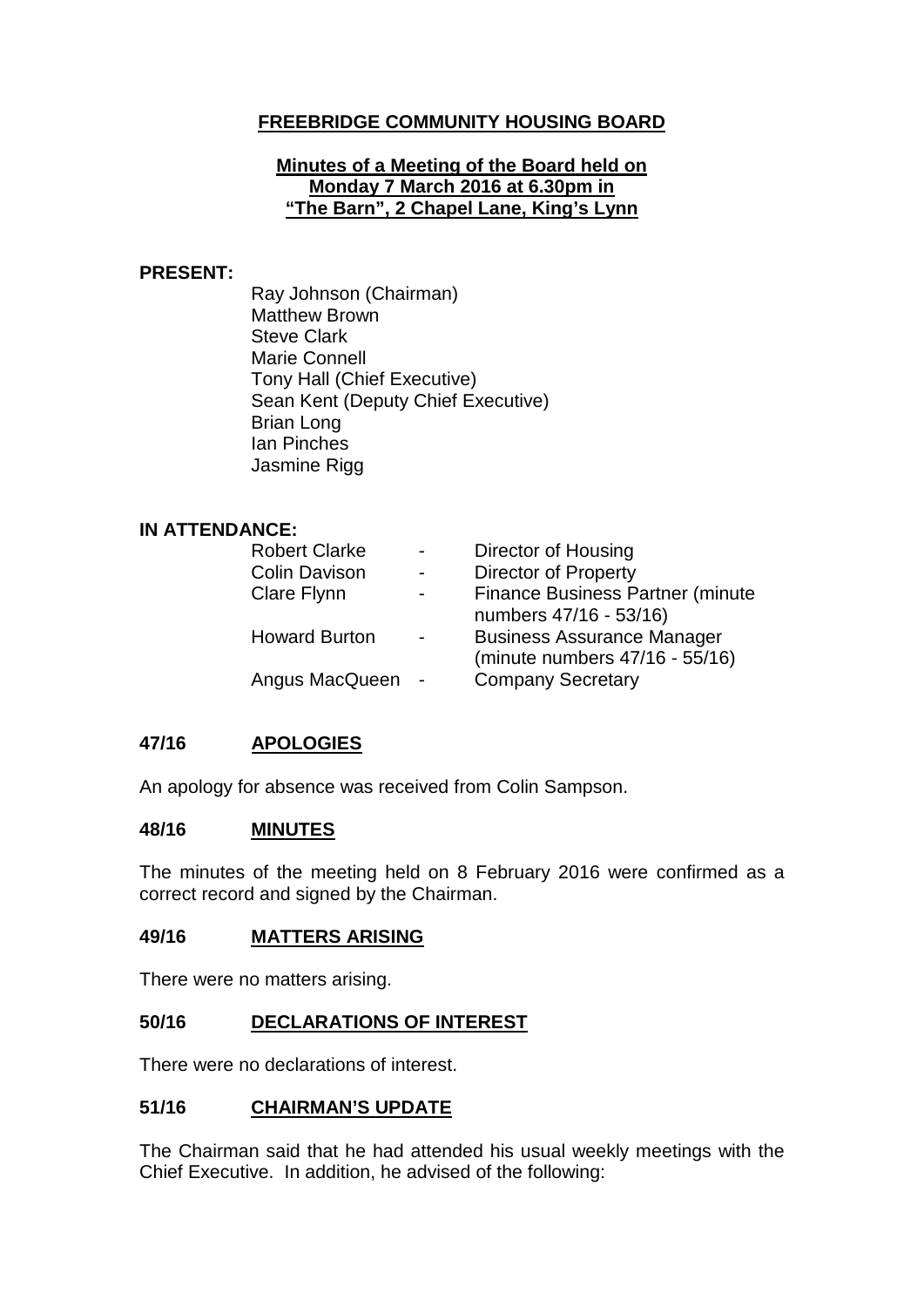# FREEBRIDGE COMMUNITY HOUSING BOARD

## Minutes of a Meeting of the Board held on Monday 7 March 2016 at 6.30pm in "The Barn", 2 Chapel Lane, King's Lynn

**PRESENT:**

Ray Johnson (Chairman)
Matthew Brown
Steve Clark
Marie Connell
Tony Hall (Chief Executive)
Sean Kent (Deputy Chief Executive)
Brian Long
Ian Pinches
Jasmine Rigg

**IN ATTENDANCE:**

| | | |
|---|---|---|
| Robert Clarke | - | Director of Housing |
| Colin Davison | - | Director of Property |
| Clare Flynn | - | Finance Business Partner (minute numbers 47/16 - 53/16) |
| Howard Burton | - | Business Assurance Manager (minute numbers 47/16 - 55/16) |
| Angus MacQueen | - | Company Secretary |

### 47/16 APOLOGIES

An apology for absence was received from Colin Sampson.

### 48/16 MINUTES

The minutes of the meeting held on 8 February 2016 were confirmed as a correct record and signed by the Chairman.

### 49/16 MATTERS ARISING

There were no matters arising.

### 50/16 DECLARATIONS OF INTEREST

There were no declarations of interest.

### 51/16 CHAIRMAN'S UPDATE

The Chairman said that he had attended his usual weekly meetings with the Chief Executive. In addition, he advised of the following: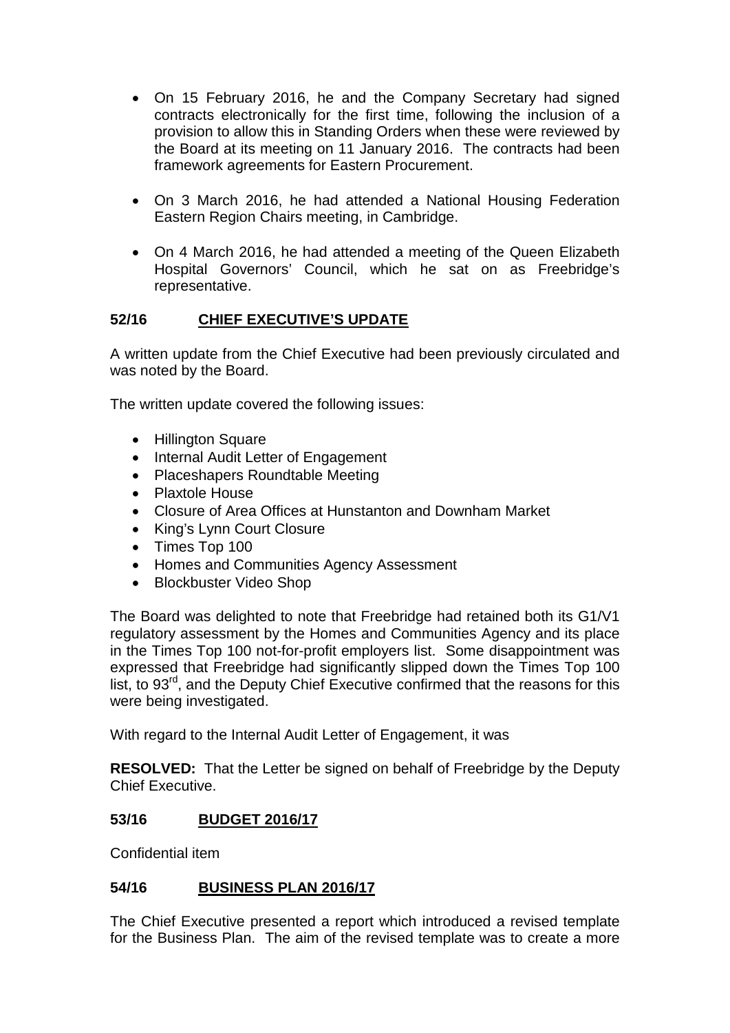- On 15 February 2016, he and the Company Secretary had signed contracts electronically for the first time, following the inclusion of a provision to allow this in Standing Orders when these were reviewed by the Board at its meeting on 11 January 2016. The contracts had been framework agreements for Eastern Procurement.

- On 3 March 2016, he had attended a National Housing Federation Eastern Region Chairs meeting, in Cambridge.

- On 4 March 2016, he had attended a meeting of the Queen Elizabeth Hospital Governors' Council, which he sat on as Freebridge's representative.

## 52/16 CHIEF EXECUTIVE'S UPDATE

A written update from the Chief Executive had been previously circulated and was noted by the Board.

The written update covered the following issues:

- Hillington Square
- Internal Audit Letter of Engagement
- Placeshapers Roundtable Meeting
- Plaxtole House
- Closure of Area Offices at Hunstanton and Downham Market
- King's Lynn Court Closure
- Times Top 100
- Homes and Communities Agency Assessment
- Blockbuster Video Shop

The Board was delighted to note that Freebridge had retained both its G1/V1 regulatory assessment by the Homes and Communities Agency and its place in the Times Top 100 not-for-profit employers list. Some disappointment was expressed that Freebridge had significantly slipped down the Times Top 100 list, to 93rd, and the Deputy Chief Executive confirmed that the reasons for this were being investigated.

With regard to the Internal Audit Letter of Engagement, it was

**RESOLVED:** That the Letter be signed on behalf of Freebridge by the Deputy Chief Executive.

## 53/16 BUDGET 2016/17

Confidential item

## 54/16 BUSINESS PLAN 2016/17

The Chief Executive presented a report which introduced a revised template for the Business Plan. The aim of the revised template was to create a more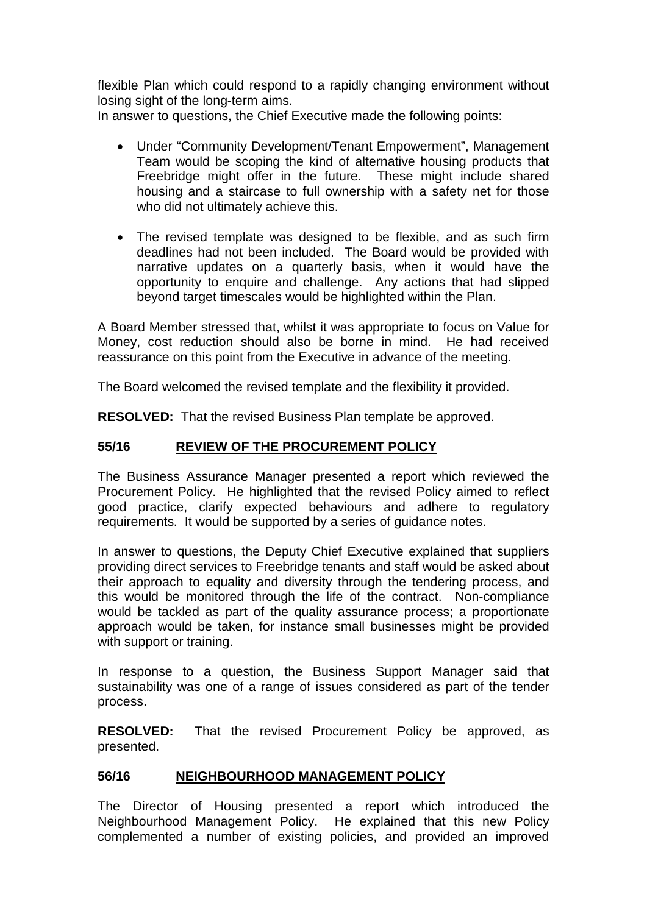flexible Plan which could respond to a rapidly changing environment without losing sight of the long-term aims.
In answer to questions, the Chief Executive made the following points:

- Under "Community Development/Tenant Empowerment", Management Team would be scoping the kind of alternative housing products that Freebridge might offer in the future. These might include shared housing and a staircase to full ownership with a safety net for those who did not ultimately achieve this.

- The revised template was designed to be flexible, and as such firm deadlines had not been included. The Board would be provided with narrative updates on a quarterly basis, when it would have the opportunity to enquire and challenge. Any actions that had slipped beyond target timescales would be highlighted within the Plan.

A Board Member stressed that, whilst it was appropriate to focus on Value for Money, cost reduction should also be borne in mind. He had received reassurance on this point from the Executive in advance of the meeting.

The Board welcomed the revised template and the flexibility it provided.

**RESOLVED:** That the revised Business Plan template be approved.

## 55/16 REVIEW OF THE PROCUREMENT POLICY

The Business Assurance Manager presented a report which reviewed the Procurement Policy. He highlighted that the revised Policy aimed to reflect good practice, clarify expected behaviours and adhere to regulatory requirements. It would be supported by a series of guidance notes.

In answer to questions, the Deputy Chief Executive explained that suppliers providing direct services to Freebridge tenants and staff would be asked about their approach to equality and diversity through the tendering process, and this would be monitored through the life of the contract. Non-compliance would be tackled as part of the quality assurance process; a proportionate approach would be taken, for instance small businesses might be provided with support or training.

In response to a question, the Business Support Manager said that sustainability was one of a range of issues considered as part of the tender process.

**RESOLVED:** That the revised Procurement Policy be approved, as presented.

## 56/16 NEIGHBOURHOOD MANAGEMENT POLICY

The Director of Housing presented a report which introduced the Neighbourhood Management Policy. He explained that this new Policy complemented a number of existing policies, and provided an improved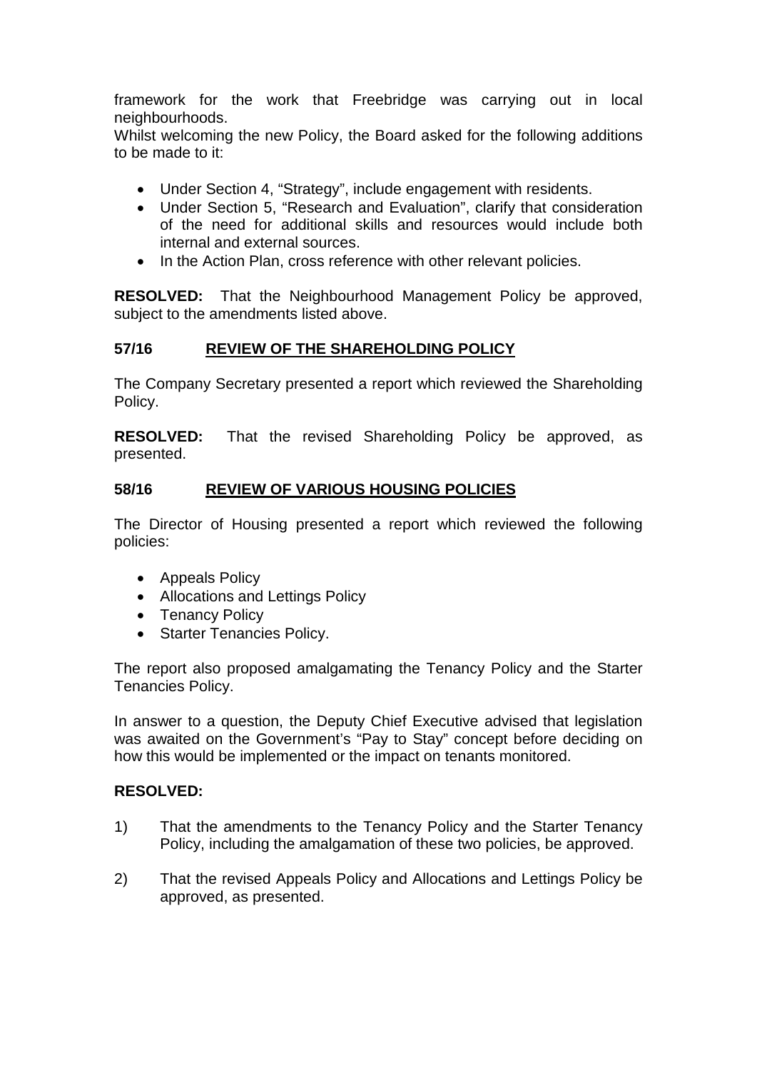framework for the work that Freebridge was carrying out in local neighbourhoods.
Whilst welcoming the new Policy, the Board asked for the following additions to be made to it:

- Under Section 4, "Strategy", include engagement with residents.
- Under Section 5, "Research and Evaluation", clarify that consideration of the need for additional skills and resources would include both internal and external sources.
- In the Action Plan, cross reference with other relevant policies.

**RESOLVED:** That the Neighbourhood Management Policy be approved, subject to the amendments listed above.

## 57/16 REVIEW OF THE SHAREHOLDING POLICY

The Company Secretary presented a report which reviewed the Shareholding Policy.

**RESOLVED:** That the revised Shareholding Policy be approved, as presented.

## 58/16 REVIEW OF VARIOUS HOUSING POLICIES

The Director of Housing presented a report which reviewed the following policies:

- Appeals Policy
- Allocations and Lettings Policy
- Tenancy Policy
- Starter Tenancies Policy.

The report also proposed amalgamating the Tenancy Policy and the Starter Tenancies Policy.

In answer to a question, the Deputy Chief Executive advised that legislation was awaited on the Government's "Pay to Stay" concept before deciding on how this would be implemented or the impact on tenants monitored.

**RESOLVED:**

1) That the amendments to the Tenancy Policy and the Starter Tenancy Policy, including the amalgamation of these two policies, be approved.

2) That the revised Appeals Policy and Allocations and Lettings Policy be approved, as presented.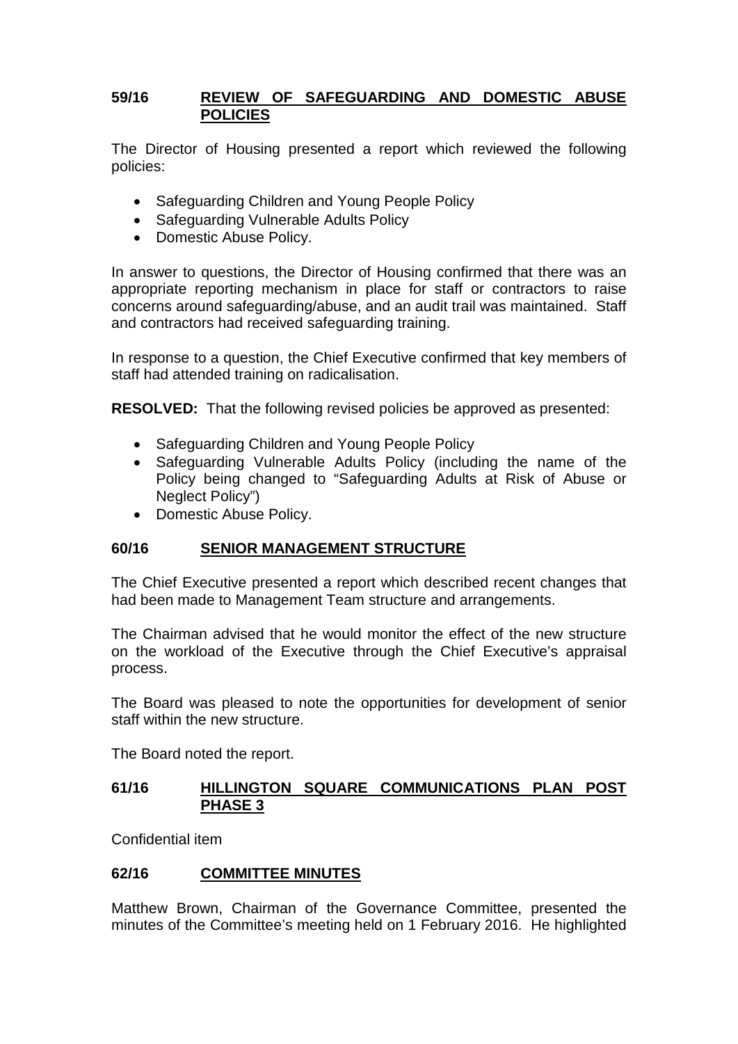## 59/16 REVIEW OF SAFEGUARDING AND DOMESTIC ABUSE POLICIES

The Director of Housing presented a report which reviewed the following policies:

- Safeguarding Children and Young People Policy
- Safeguarding Vulnerable Adults Policy
- Domestic Abuse Policy.

In answer to questions, the Director of Housing confirmed that there was an appropriate reporting mechanism in place for staff or contractors to raise concerns around safeguarding/abuse, and an audit trail was maintained. Staff and contractors had received safeguarding training.

In response to a question, the Chief Executive confirmed that key members of staff had attended training on radicalisation.

**RESOLVED:** That the following revised policies be approved as presented:

- Safeguarding Children and Young People Policy
- Safeguarding Vulnerable Adults Policy (including the name of the Policy being changed to "Safeguarding Adults at Risk of Abuse or Neglect Policy")
- Domestic Abuse Policy.

## 60/16 SENIOR MANAGEMENT STRUCTURE

The Chief Executive presented a report which described recent changes that had been made to Management Team structure and arrangements.

The Chairman advised that he would monitor the effect of the new structure on the workload of the Executive through the Chief Executive's appraisal process.

The Board was pleased to note the opportunities for development of senior staff within the new structure.

The Board noted the report.

## 61/16 HILLINGTON SQUARE COMMUNICATIONS PLAN POST PHASE 3

Confidential item

## 62/16 COMMITTEE MINUTES

Matthew Brown, Chairman of the Governance Committee, presented the minutes of the Committee's meeting held on 1 February 2016. He highlighted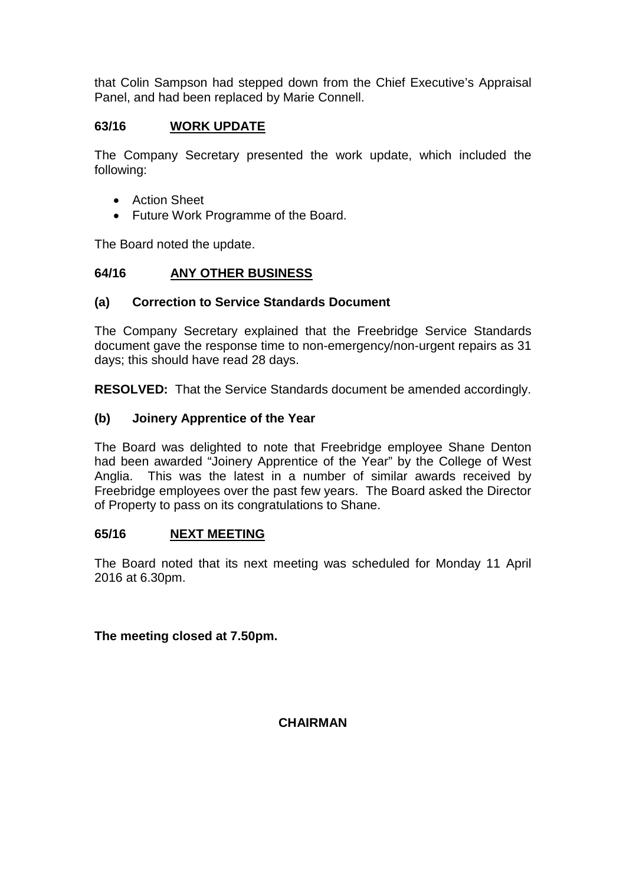that Colin Sampson had stepped down from the Chief Executive's Appraisal Panel, and had been replaced by Marie Connell.

## 63/16 WORK UPDATE

The Company Secretary presented the work update, which included the following:

- Action Sheet
- Future Work Programme of the Board.

The Board noted the update.

## 64/16 ANY OTHER BUSINESS

### (a) Correction to Service Standards Document

The Company Secretary explained that the Freebridge Service Standards document gave the response time to non-emergency/non-urgent repairs as 31 days; this should have read 28 days.

**RESOLVED:** That the Service Standards document be amended accordingly.

### (b) Joinery Apprentice of the Year

The Board was delighted to note that Freebridge employee Shane Denton had been awarded "Joinery Apprentice of the Year" by the College of West Anglia. This was the latest in a number of similar awards received by Freebridge employees over the past few years. The Board asked the Director of Property to pass on its congratulations to Shane.

## 65/16 NEXT MEETING

The Board noted that its next meeting was scheduled for Monday 11 April 2016 at 6.30pm.

**The meeting closed at 7.50pm.**

**CHAIRMAN**